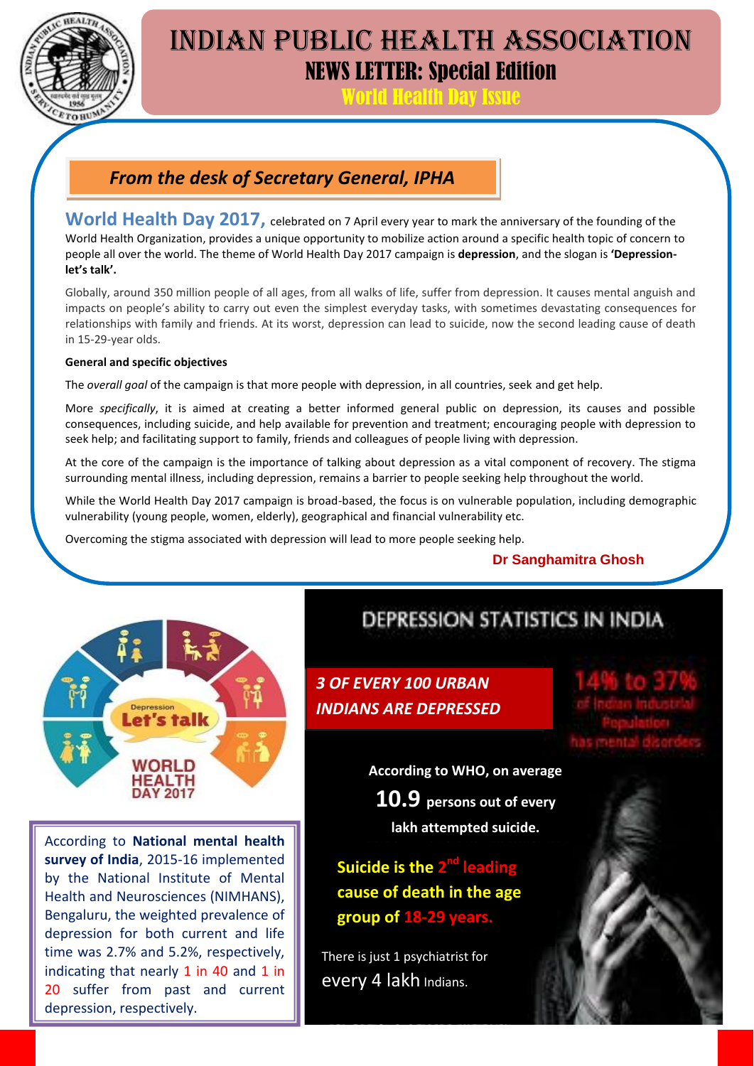# INDIAN PUBLIC HEALTH ASSOCIATION

## NEWS LETTER: Special Edition

### World Health Day Issue

## *From the desk of Secretary General, IPHA*

**World Health Day 2017,** celebrated on 7 April every year to mark the anniversary of the founding of the World Health Organization, provides a unique opportunity to mobilize action around a specific health topic of concern to people all over the world. The theme of World Health Day 2017 campaign is **depression**, and the slogan is **'Depression- let's talk'.**

Globally, around 350 million people of all ages, from all walks of life, suffer from depression. It causes mental anguish and impacts on people's ability to carry out even the simplest everyday tasks, with sometimes devastating consequences for relationships with family and friends. At its worst, depression can lead to suicide, now the second leading cause of death in 15-29-year olds.

**General and specific objectives**

The *overall goal* of the campaign is that more people with depression, in all countries, seek and get help.

More *specifically*, it is aimed at creating a better informed general public on depression, its causes and possible consequences, including suicide, and help available for prevention and treatment; encouraging people with depression to seek help; and facilitating support to family, friends and colleagues of people living with depression.

At the core of the campaign is the importance of talking about depression as a vital component of recovery. The stigma surrounding mental illness, including depression, remains a barrier to people seeking help throughout the world.

While the World Health Day 2017 campaign is broad-based, the focus is on vulnerable population, including demographic vulnerability (young people, women, elderly), geographical and financial vulnerability etc.

Overcoming the stigma associated with depression will lead to more people seeking help.

**Dr Sanghamitra Ghosh**

Depression Let's talk WORLD HEALTH DAY 2017

According to **National mental health survey of India**, 2015-16 implemented by the National Institute of Mental Health and Neurosciences (NIMHANS), Bengaluru, the weighted prevalence of depression for both current and life time was 2.7% and 5.2%, respectively, indicating that nearly 1 in 40 and 1 in 20 suffer from past and current depression, respectively.

## DEPRESSION STATISTICS IN INDIA

***3 OF EVERY 100 URBAN INDIANS ARE DEPRESSED***

14% to 37% of Indian industrial Population has mental disorders

**According to WHO, on average 10.9 persons out of every lakh attempted suicide.**

**Suicide is the 2nd leading cause of death in the age group of 18-29 years.**

There is just 1 psychiatrist for every 4 lakh Indians.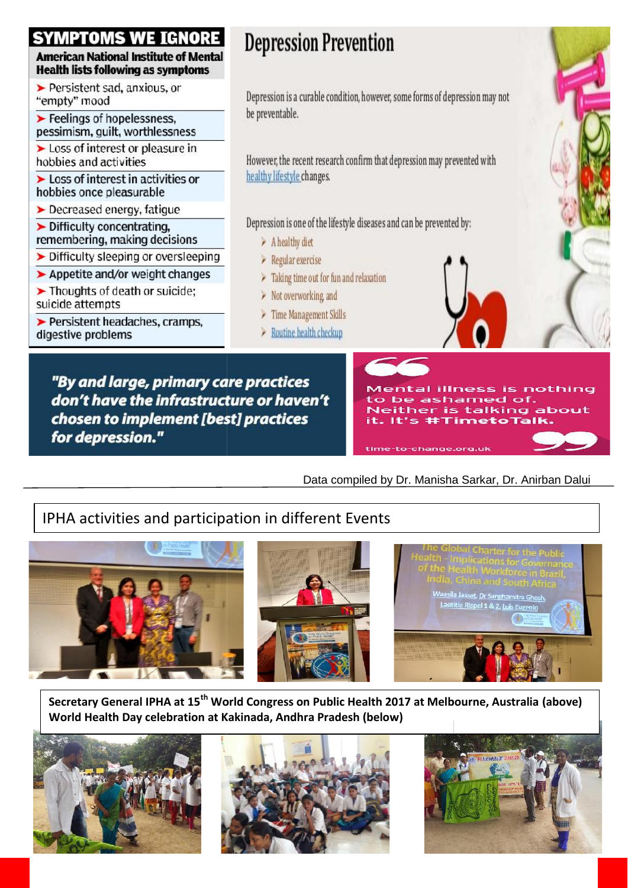## SYMPTOMS WE IGNORE

**American National Institute of Mental Health lists following as symptoms**

- Persistent sad, anxious, or "empty" mood
- Feelings of hopelessness, pessimism, guilt, worthlessness
- Loss of interest or pleasure in hobbies and activities
- Loss of interest in activities or hobbies once pleasurable
- Decreased energy, fatigue
- Difficulty concentrating, remembering, making decisions
- Difficulty sleeping or oversleeping
- Appetite and/or weight changes
- Thoughts of death or suicide; suicide attempts
- Persistent headaches, cramps, digestive problems

## Depression Prevention

Depression is a curable condition, however, some forms of depression may not be preventable.

However, the recent research confirm that depression may prevented with healthy lifestyle changes.

Depression is one of the lifestyle diseases and can be prevented by:

- A healthy diet
- Regular exercise
- Taking time out for fun and relaxation
- Not overworking, and
- Time Management Skills
- Routine health checkup

***"By and large, primary care practices don't have the infrastructure or haven't chosen to implement [best] practices for depression."***

Mental illness is nothing to be ashamed of. Neither is talking about it. It's #TimetoTalk.

time-to-change.org.uk

Data compiled by Dr. Manisha Sarkar, Dr. Anirban Dalui

## IPHA activities and participation in different Events

The Global Charter for the Public Health - Implications for Governance of the Health Workforce in Brazil, India, China and South Africa

Waasila Jassat, Dr Sanghamitra Ghosh, Laetitia Rispel 1 & 2, Luis Eugenio

**Secretary General IPHA at 15th World Congress on Public Health 2017 at Melbourne, Australia (above)**
**World Health Day celebration at Kakinada, Andhra Pradesh (below)**